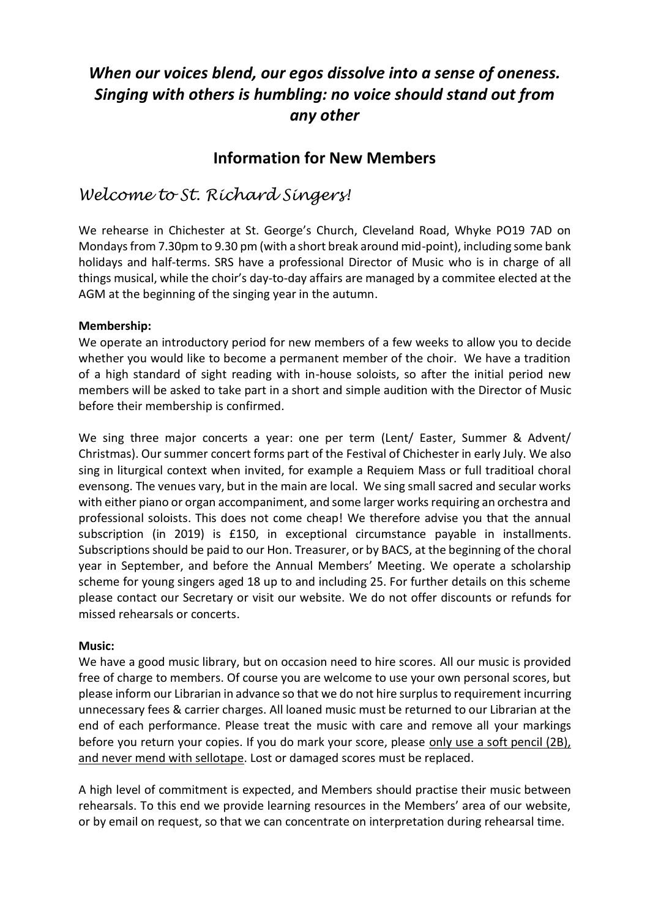## *When our voices blend, our egos dissolve into a sense of oneness. Singing with others is humbling: no voice should stand out from any other*

## Information for New Members

# *Welcome to St. Richard Singers!*

We rehearse in Chichester at St. George's Church, Cleveland Road, Whyke PO19 7AD on Mondays from 7.30pm to 9.30 pm (with a short break around mid-point), including some bank holidays and half-terms. SRS have a professional Director of Music who is in charge of all things musical, while the choir's day-to-day affairs are managed by a commitee elected at the AGM at the beginning of the singing year in the autumn.

**Membership:**
We operate an introductory period for new members of a few weeks to allow you to decide whether you would like to become a permanent member of the choir. We have a tradition of a high standard of sight reading with in-house soloists, so after the initial period new members will be asked to take part in a short and simple audition with the Director of Music before their membership is confirmed.

We sing three major concerts a year: one per term (Lent/ Easter, Summer & Advent/ Christmas). Our summer concert forms part of the Festival of Chichester in early July. We also sing in liturgical context when invited, for example a Requiem Mass or full traditioal choral evensong. The venues vary, but in the main are local. We sing small sacred and secular works with either piano or organ accompaniment, and some larger works requiring an orchestra and professional soloists. This does not come cheap! We therefore advise you that the annual subscription (in 2019) is £150, in exceptional circumstance payable in installments. Subscriptions should be paid to our Hon. Treasurer, or by BACS, at the beginning of the choral year in September, and before the Annual Members' Meeting. We operate a scholarship scheme for young singers aged 18 up to and including 25. For further details on this scheme please contact our Secretary or visit our website. We do not offer discounts or refunds for missed rehearsals or concerts.

**Music:**
We have a good music library, but on occasion need to hire scores. All our music is provided free of charge to members. Of course you are welcome to use your own personal scores, but please inform our Librarian in advance so that we do not hire surplus to requirement incurring unnecessary fees & carrier charges. All loaned music must be returned to our Librarian at the end of each performance. Please treat the music with care and remove all your markings before you return your copies. If you do mark your score, please <u>only use a soft pencil (2B), and never mend with sellotape</u>. Lost or damaged scores must be replaced.

A high level of commitment is expected, and Members should practise their music between rehearsals. To this end we provide learning resources in the Members' area of our website, or by email on request, so that we can concentrate on interpretation during rehearsal time.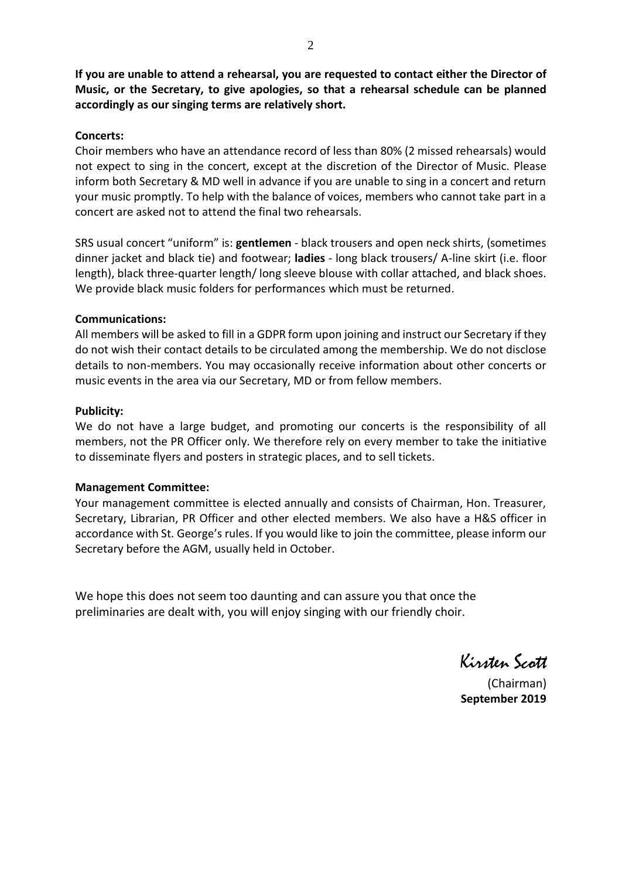**If you are unable to attend a rehearsal, you are requested to contact either the Director of Music, or the Secretary, to give apologies, so that a rehearsal schedule can be planned accordingly as our singing terms are relatively short.**

**Concerts:**

Choir members who have an attendance record of less than 80% (2 missed rehearsals) would not expect to sing in the concert, except at the discretion of the Director of Music. Please inform both Secretary & MD well in advance if you are unable to sing in a concert and return your music promptly. To help with the balance of voices, members who cannot take part in a concert are asked not to attend the final two rehearsals.

SRS usual concert "uniform" is: **gentlemen** - black trousers and open neck shirts, (sometimes dinner jacket and black tie) and footwear; **ladies** - long black trousers/ A-line skirt (i.e. floor length), black three-quarter length/ long sleeve blouse with collar attached, and black shoes. We provide black music folders for performances which must be returned.

**Communications:**

All members will be asked to fill in a GDPR form upon joining and instruct our Secretary if they do not wish their contact details to be circulated among the membership. We do not disclose details to non-members. You may occasionally receive information about other concerts or music events in the area via our Secretary, MD or from fellow members.

**Publicity:**

We do not have a large budget, and promoting our concerts is the responsibility of all members, not the PR Officer only. We therefore rely on every member to take the initiative to disseminate flyers and posters in strategic places, and to sell tickets.

**Management Committee:**

Your management committee is elected annually and consists of Chairman, Hon. Treasurer, Secretary, Librarian, PR Officer and other elected members. We also have a H&S officer in accordance with St. George's rules. If you would like to join the committee, please inform our Secretary before the AGM, usually held in October.

We hope this does not seem too daunting and can assure you that once the preliminaries are dealt with, you will enjoy singing with our friendly choir.

*Kirsten Scott*

(Chairman)

**September 2019**